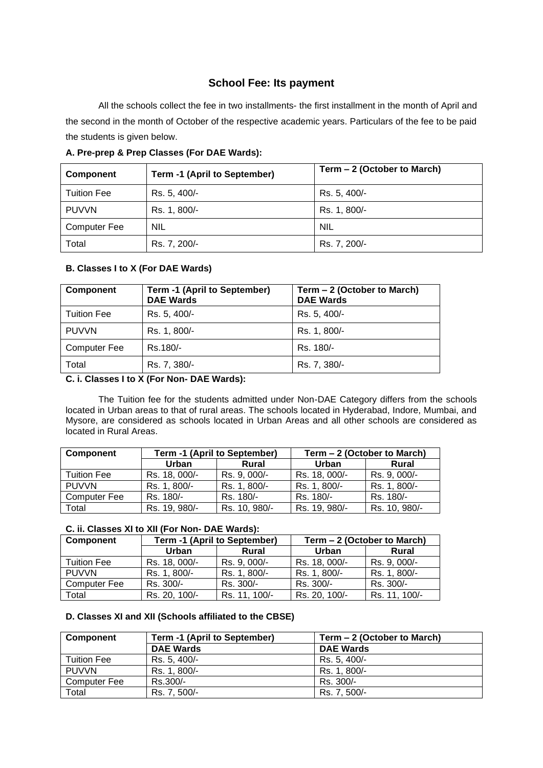## School Fee: Its payment

All the schools collect the fee in two installments- the first installment in the month of April and the second in the month of October of the respective academic years. Particulars of the fee to be paid the students is given below.

**A. Pre-prep & Prep Classes (For DAE Wards):**

| Component | Term -1 (April to September) | Term – 2 (October to March) |
|---|---|---|
| Tuition Fee | Rs. 5, 400/- | Rs. 5, 400/- |
| PUVVN | Rs. 1, 800/- | Rs. 1, 800/- |
| Computer Fee | NIL | NIL |
| Total | Rs. 7, 200/- | Rs. 7, 200/- |

**B. Classes I to X (For DAE Wards)**

| Component | Term -1 (April to September) DAE Wards | Term – 2 (October to March) DAE Wards |
|---|---|---|
| Tuition Fee | Rs. 5, 400/- | Rs. 5, 400/- |
| PUVVN | Rs. 1, 800/- | Rs. 1, 800/- |
| Computer Fee | Rs.180/- | Rs. 180/- |
| Total | Rs. 7, 380/- | Rs. 7, 380/- |

**C. i. Classes I to X (For Non- DAE Wards):**

The Tuition fee for the students admitted under Non-DAE Category differs from the schools located in Urban areas to that of rural areas. The schools located in Hyderabad, Indore, Mumbai, and Mysore, are considered as schools located in Urban Areas and all other schools are considered as located in Rural Areas.

| Component | Term -1 (April to September) | | Term – 2 (October to March) | |
|---|---|---|---|---|
| | Urban | Rural | Urban | Rural |
| Tuition Fee | Rs. 18, 000/- | Rs. 9, 000/- | Rs. 18, 000/- | Rs. 9, 000/- |
| PUVVN | Rs. 1, 800/- | Rs. 1, 800/- | Rs. 1, 800/- | Rs. 1, 800/- |
| Computer Fee | Rs. 180/- | Rs. 180/- | Rs. 180/- | Rs. 180/- |
| Total | Rs. 19, 980/- | Rs. 10, 980/- | Rs. 19, 980/- | Rs. 10, 980/- |

**C. ii. Classes XI to XII (For Non- DAE Wards):**

| Component | Term -1 (April to September) | | Term – 2 (October to March) | |
|---|---|---|---|---|
| | Urban | Rural | Urban | Rural |
| Tuition Fee | Rs. 18, 000/- | Rs. 9, 000/- | Rs. 18, 000/- | Rs. 9, 000/- |
| PUVVN | Rs. 1, 800/- | Rs. 1, 800/- | Rs. 1, 800/- | Rs. 1, 800/- |
| Computer Fee | Rs. 300/- | Rs. 300/- | Rs. 300/- | Rs. 300/- |
| Total | Rs. 20, 100/- | Rs. 11, 100/- | Rs. 20, 100/- | Rs. 11, 100/- |

**D. Classes XI and XII (Schools affiliated to the CBSE)**

| Component | Term -1 (April to September) | Term – 2 (October to March) |
|---|---|---|
| | DAE Wards | DAE Wards |
| Tuition Fee | Rs. 5, 400/- | Rs. 5, 400/- |
| PUVVN | Rs. 1, 800/- | Rs. 1, 800/- |
| Computer Fee | Rs.300/- | Rs. 300/- |
| Total | Rs. 7, 500/- | Rs. 7, 500/- |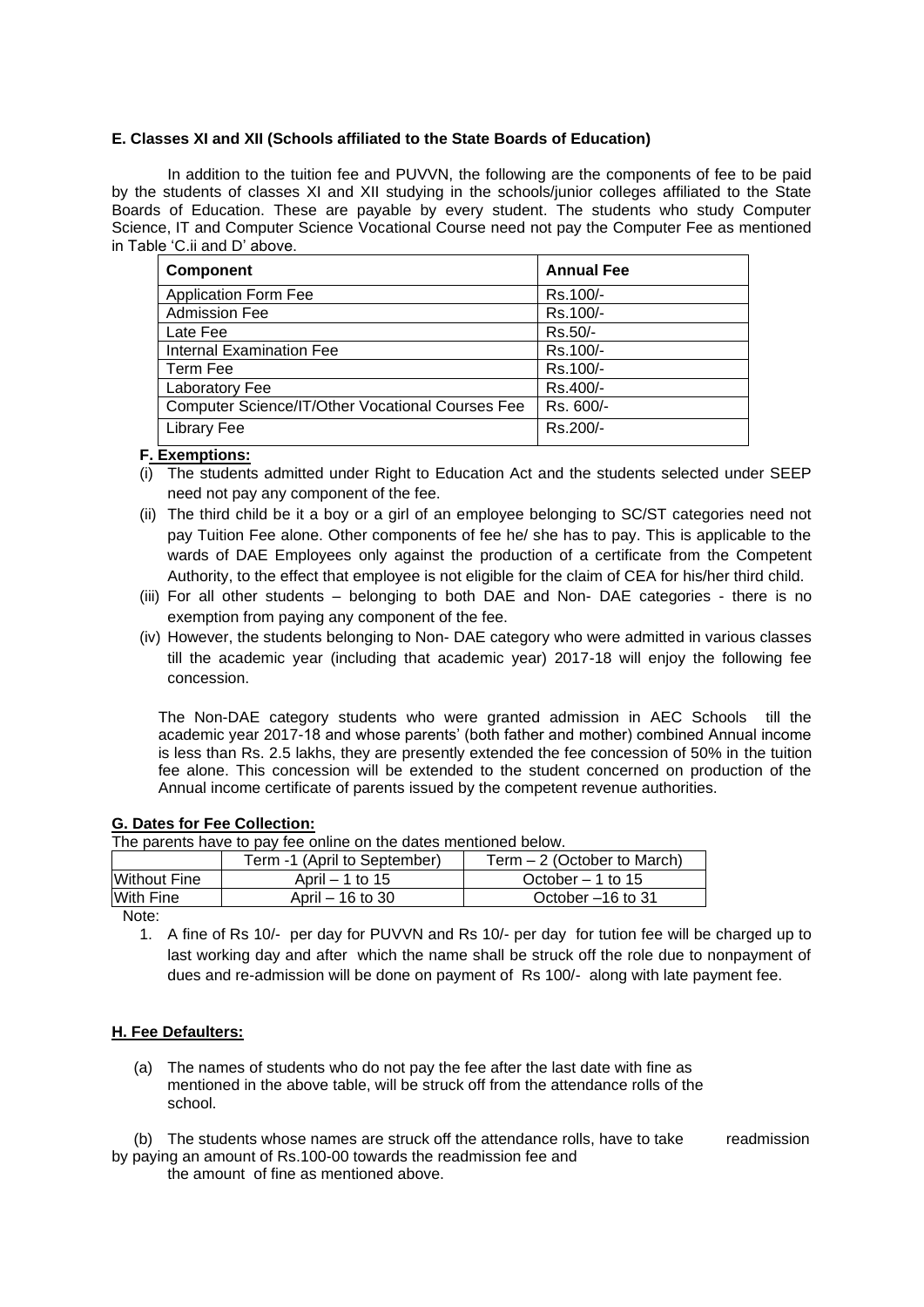**E. Classes XI and XII (Schools affiliated to the State Boards of Education)**

In addition to the tuition fee and PUVVN, the following are the components of fee to be paid by the students of classes XI and XII studying in the schools/junior colleges affiliated to the State Boards of Education. These are payable by every student. The students who study Computer Science, IT and Computer Science Vocational Course need not pay the Computer Fee as mentioned in Table 'C.ii and D' above.

| Component | Annual Fee |
|---|---|
| Application Form Fee | Rs.100/- |
| Admission Fee | Rs.100/- |
| Late Fee | Rs.50/- |
| Internal Examination Fee | Rs.100/- |
| Term Fee | Rs.100/- |
| Laboratory Fee | Rs.400/- |
| Computer Science/IT/Other Vocational Courses Fee | Rs. 600/- |
| Library Fee | Rs.200/- |

**F. Exemptions:**

(i) The students admitted under Right to Education Act and the students selected under SEEP need not pay any component of the fee.

(ii) The third child be it a boy or a girl of an employee belonging to SC/ST categories need not pay Tuition Fee alone. Other components of fee he/ she has to pay. This is applicable to the wards of DAE Employees only against the production of a certificate from the Competent Authority, to the effect that employee is not eligible for the claim of CEA for his/her third child.

(iii) For all other students – belonging to both DAE and Non- DAE categories - there is no exemption from paying any component of the fee.

(iv) However, the students belonging to Non- DAE category who were admitted in various classes till the academic year (including that academic year) 2017-18 will enjoy the following fee concession.

The Non-DAE category students who were granted admission in AEC Schools till the academic year 2017-18 and whose parents' (both father and mother) combined Annual income is less than Rs. 2.5 lakhs, they are presently extended the fee concession of 50% in the tuition fee alone. This concession will be extended to the student concerned on production of the Annual income certificate of parents issued by the competent revenue authorities.

**G. Dates for Fee Collection:**

The parents have to pay fee online on the dates mentioned below.

| | Term -1 (April to September) | Term – 2 (October to March) |
|---|---|---|
| Without Fine | April – 1 to 15 | October – 1 to 15 |
| With Fine | April – 16 to 30 | October –16 to 31 |

Note:

1. A fine of Rs 10/- per day for PUVVN and Rs 10/- per day for tution fee will be charged up to last working day and after which the name shall be struck off the role due to nonpayment of dues and re-admission will be done on payment of Rs 100/- along with late payment fee.

**H. Fee Defaulters:**

(a) The names of students who do not pay the fee after the last date with fine as mentioned in the above table, will be struck off from the attendance rolls of the school.

(b) The students whose names are struck off the attendance rolls, have to take readmission by paying an amount of Rs.100-00 towards the readmission fee and the amount of fine as mentioned above.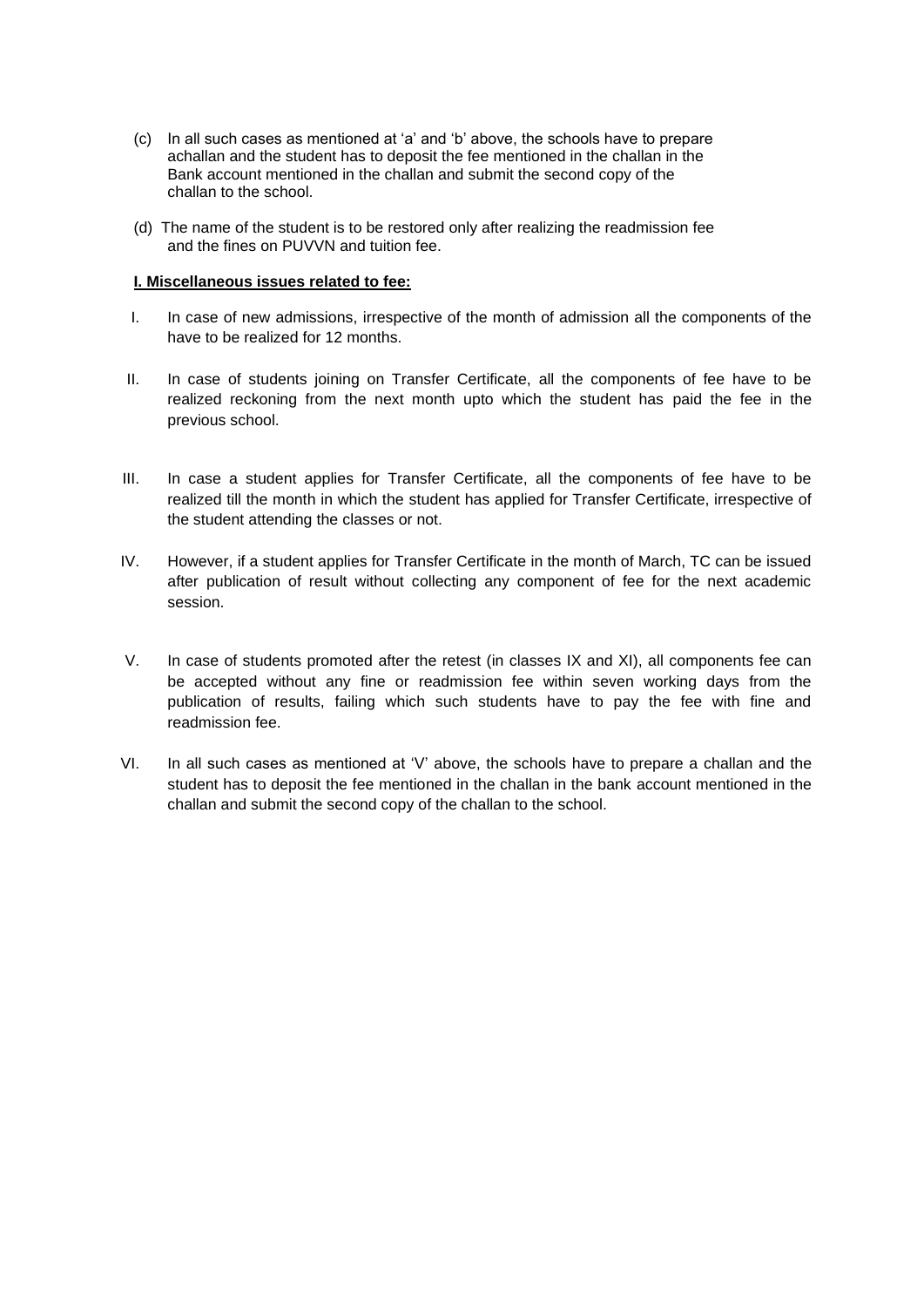(c) In all such cases as mentioned at 'a' and 'b' above, the schools have to prepare achallan and the student has to deposit the fee mentioned in the challan in the Bank account mentioned in the challan and submit the second copy of the challan to the school.

(d) The name of the student is to be restored only after realizing the readmission fee and the fines on PUVVN and tuition fee.

**I. Miscellaneous issues related to fee:**

I. In case of new admissions, irrespective of the month of admission all the components of the have to be realized for 12 months.

II. In case of students joining on Transfer Certificate, all the components of fee have to be realized reckoning from the next month upto which the student has paid the fee in the previous school.

III. In case a student applies for Transfer Certificate, all the components of fee have to be realized till the month in which the student has applied for Transfer Certificate, irrespective of the student attending the classes or not.

IV. However, if a student applies for Transfer Certificate in the month of March, TC can be issued after publication of result without collecting any component of fee for the next academic session.

V. In case of students promoted after the retest (in classes IX and XI), all components fee can be accepted without any fine or readmission fee within seven working days from the publication of results, failing which such students have to pay the fee with fine and readmission fee.

VI. In all such cases as mentioned at 'V' above, the schools have to prepare a challan and the student has to deposit the fee mentioned in the challan in the bank account mentioned in the challan and submit the second copy of the challan to the school.